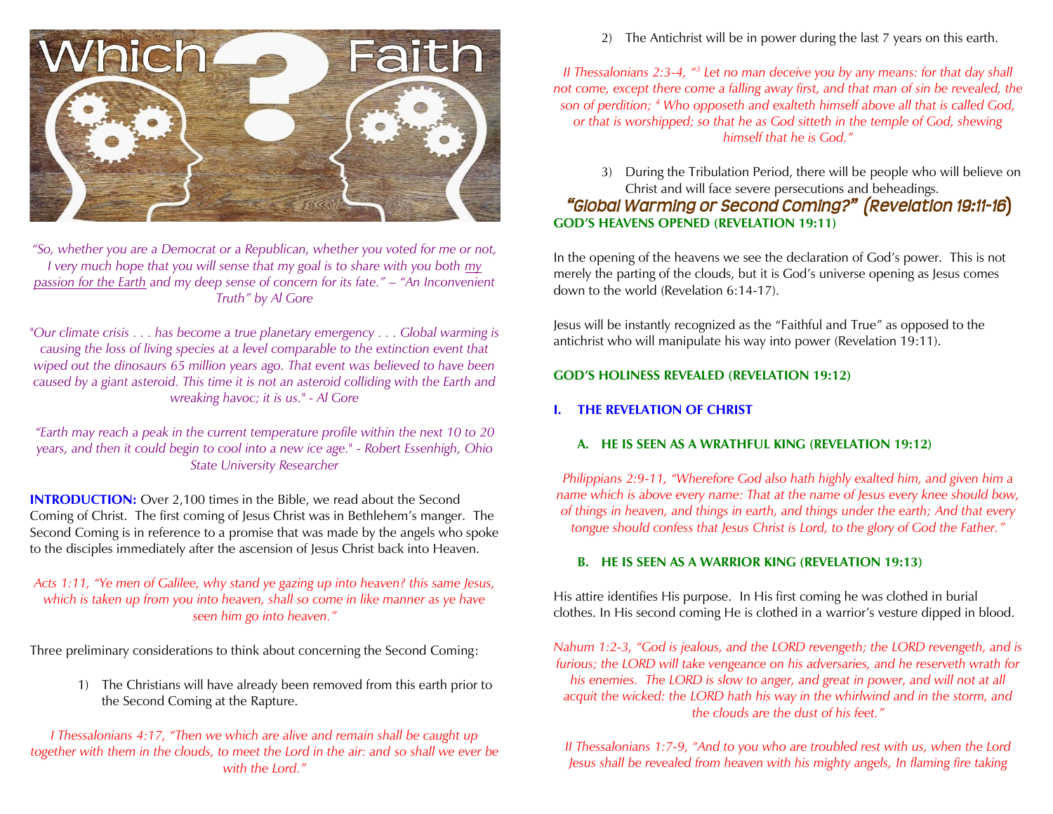"So, whether you are a Democrat or a Republican, whether you voted for me or not, I very much hope that you will sense that my goal is to share with you both my passion for the Earth and my deep sense of concern for its fate." – "An Inconvenient Truth" by Al Gore

"Our climate crisis . . . has become a true planetary emergency . . . Global warming is causing the loss of living species at a level comparable to the extinction event that wiped out the dinosaurs 65 million years ago. That event was believed to have been caused by a giant asteroid. This time it is not an asteroid colliding with the Earth and wreaking havoc; it is us." - Al Gore

"Earth may reach a peak in the current temperature profile within the next 10 to 20 years, and then it could begin to cool into a new ice age." - Robert Essenhigh, Ohio State University Researcher

**INTRODUCTION:** Over 2,100 times in the Bible, we read about the Second Coming of Christ. The first coming of Jesus Christ was in Bethlehem's manger. The Second Coming is in reference to a promise that was made by the angels who spoke to the disciples immediately after the ascension of Jesus Christ back into Heaven.

*Acts 1:11, "Ye men of Galilee, why stand ye gazing up into heaven? this same Jesus, which is taken up from you into heaven, shall so come in like manner as ye have seen him go into heaven."*

Three preliminary considerations to think about concerning the Second Coming:

1) The Christians will have already been removed from this earth prior to the Second Coming at the Rapture.

*I Thessalonians 4:17, "Then we which are alive and remain shall be caught up together with them in the clouds, to meet the Lord in the air: and so shall we ever be with the Lord."*

2) The Antichrist will be in power during the last 7 years on this earth.

*II Thessalonians 2:3-4, "[3] Let no man deceive you by any means: for that day shall not come, except there come a falling away first, and that man of sin be revealed, the son of perdition; [4] Who opposeth and exalteth himself above all that is called God, or that is worshipped; so that he as God sitteth in the temple of God, shewing himself that he is God."*

3) During the Tribulation Period, there will be people who will believe on Christ and will face severe persecutions and beheadings.

# "Global Warming or Second Coming?" (Revelation 19:11-16)

**GOD'S HEAVENS OPENED (REVELATION 19:11)**

In the opening of the heavens we see the declaration of God's power. This is not merely the parting of the clouds, but it is God's universe opening as Jesus comes down to the world (Revelation 6:14-17).

Jesus will be instantly recognized as the "Faithful and True" as opposed to the antichrist who will manipulate his way into power (Revelation 19:11).

**GOD'S HOLINESS REVEALED (REVELATION 19:12)**

## I. THE REVELATION OF CHRIST

### A. HE IS SEEN AS A WRATHFUL KING (REVELATION 19:12)

*Philippians 2:9-11, "Wherefore God also hath highly exalted him, and given him a name which is above every name: That at the name of Jesus every knee should bow, of things in heaven, and things in earth, and things under the earth; And that every tongue should confess that Jesus Christ is Lord, to the glory of God the Father."*

### B. HE IS SEEN AS A WARRIOR KING (REVELATION 19:13)

His attire identifies His purpose. In His first coming he was clothed in burial clothes. In His second coming He is clothed in a warrior's vesture dipped in blood.

*Nahum 1:2-3, "God is jealous, and the LORD revengeth; the LORD revengeth, and is furious; the LORD will take vengeance on his adversaries, and he reserveth wrath for his enemies. The LORD is slow to anger, and great in power, and will not at all acquit the wicked: the LORD hath his way in the whirlwind and in the storm, and the clouds are the dust of his feet."*

*II Thessalonians 1:7-9, "And to you who are troubled rest with us, when the Lord Jesus shall be revealed from heaven with his mighty angels, In flaming fire taking*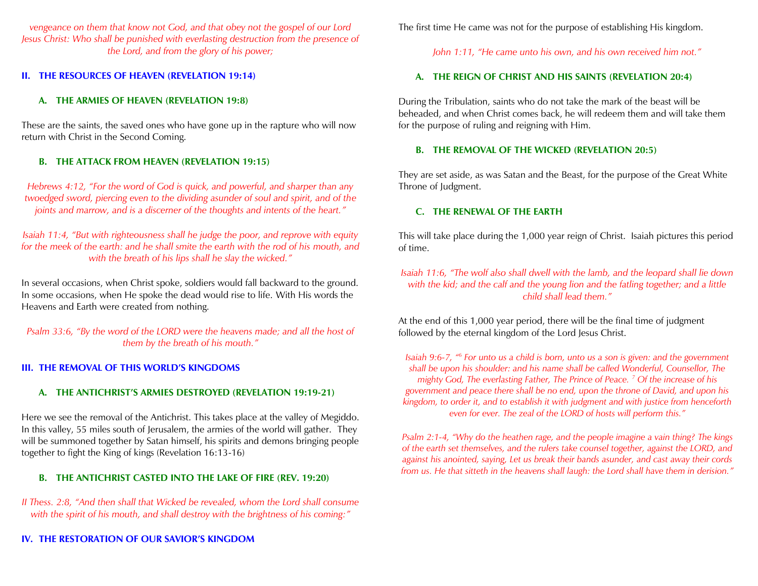*vengeance on them that know not God, and that obey not the gospel of our Lord Jesus Christ: Who shall be punished with everlasting destruction from the presence of the Lord, and from the glory of his power;*

## II. THE RESOURCES OF HEAVEN (REVELATION 19:14)

### A. THE ARMIES OF HEAVEN (REVELATION 19:8)

These are the saints, the saved ones who have gone up in the rapture who will now return with Christ in the Second Coming.

### B. THE ATTACK FROM HEAVEN (REVELATION 19:15)

*Hebrews 4:12, "For the word of God is quick, and powerful, and sharper than any twoedged sword, piercing even to the dividing asunder of soul and spirit, and of the joints and marrow, and is a discerner of the thoughts and intents of the heart."*

*Isaiah 11:4, "But with righteousness shall he judge the poor, and reprove with equity for the meek of the earth: and he shall smite the earth with the rod of his mouth, and with the breath of his lips shall he slay the wicked."*

In several occasions, when Christ spoke, soldiers would fall backward to the ground. In some occasions, when He spoke the dead would rise to life. With His words the Heavens and Earth were created from nothing.

*Psalm 33:6, "By the word of the LORD were the heavens made; and all the host of them by the breath of his mouth."*

## III. THE REMOVAL OF THIS WORLD'S KINGDOMS

### A. THE ANTICHRIST'S ARMIES DESTROYED (REVELATION 19:19-21)

Here we see the removal of the Antichrist. This takes place at the valley of Megiddo. In this valley, 55 miles south of Jerusalem, the armies of the world will gather. They will be summoned together by Satan himself, his spirits and demons bringing people together to fight the King of kings (Revelation 16:13-16)

### B. THE ANTICHRIST CASTED INTO THE LAKE OF FIRE (REV. 19:20)

*II Thess. 2:8, "And then shall that Wicked be revealed, whom the Lord shall consume with the spirit of his mouth, and shall destroy with the brightness of his coming:"*

## IV. THE RESTORATION OF OUR SAVIOR'S KINGDOM

The first time He came was not for the purpose of establishing His kingdom.

*John 1:11, "He came unto his own, and his own received him not."*

### A. THE REIGN OF CHRIST AND HIS SAINTS (REVELATION 20:4)

During the Tribulation, saints who do not take the mark of the beast will be beheaded, and when Christ comes back, he will redeem them and will take them for the purpose of ruling and reigning with Him.

### B. THE REMOVAL OF THE WICKED (REVELATION 20:5)

They are set aside, as was Satan and the Beast, for the purpose of the Great White Throne of Judgment.

### C. THE RENEWAL OF THE EARTH

This will take place during the 1,000 year reign of Christ. Isaiah pictures this period of time.

*Isaiah 11:6, "The wolf also shall dwell with the lamb, and the leopard shall lie down with the kid; and the calf and the young lion and the fatling together; and a little child shall lead them."*

At the end of this 1,000 year period, there will be the final time of judgment followed by the eternal kingdom of the Lord Jesus Christ.

*Isaiah 9:6-7, "[6] For unto us a child is born, unto us a son is given: and the government shall be upon his shoulder: and his name shall be called Wonderful, Counsellor, The mighty God, The everlasting Father, The Prince of Peace. [7] Of the increase of his government and peace there shall be no end, upon the throne of David, and upon his kingdom, to order it, and to establish it with judgment and with justice from henceforth even for ever. The zeal of the LORD of hosts will perform this."*

*Psalm 2:1-4, "Why do the heathen rage, and the people imagine a vain thing? The kings of the earth set themselves, and the rulers take counsel together, against the LORD, and against his anointed, saying, Let us break their bands asunder, and cast away their cords from us. He that sitteth in the heavens shall laugh: the Lord shall have them in derision."*